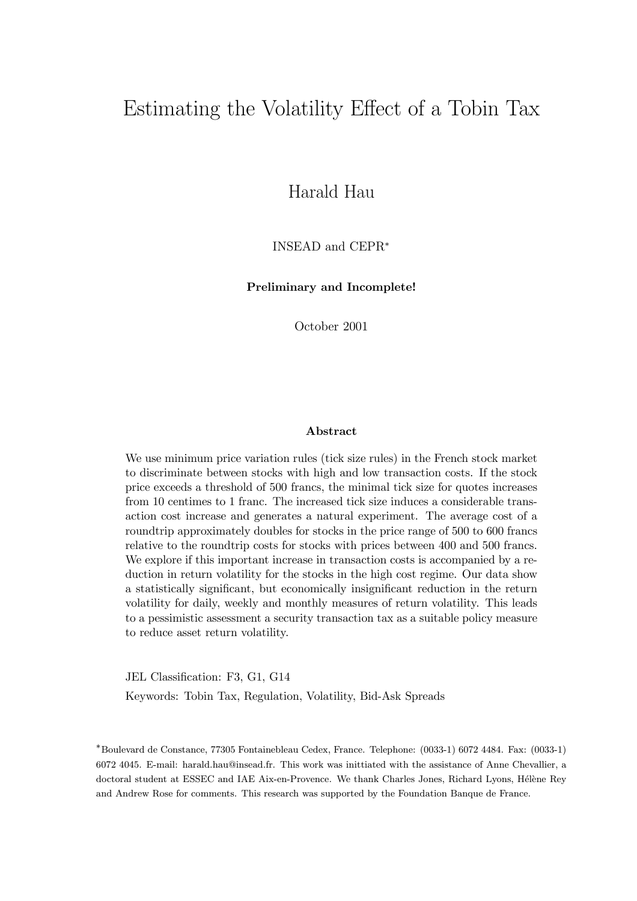# Estimating the Volatility Effect of a Tobin Tax

Harald Hau

INSEAD and CEPR*

**Preliminary and Incomplete!**

October 2001

## Abstract

We use minimum price variation rules (tick size rules) in the French stock market to discriminate between stocks with high and low transaction costs. If the stock price exceeds a threshold of 500 francs, the minimal tick size for quotes increases from 10 centimes to 1 franc. The increased tick size induces a considerable transaction cost increase and generates a natural experiment. The average cost of a roundtrip approximately doubles for stocks in the price range of 500 to 600 francs relative to the roundtrip costs for stocks with prices between 400 and 500 francs. We explore if this important increase in transaction costs is accompanied by a reduction in return volatility for the stocks in the high cost regime. Our data show a statistically significant, but economically insignificant reduction in the return volatility for daily, weekly and monthly measures of return volatility. This leads to a pessimistic assessment a security transaction tax as a suitable policy measure to reduce asset return volatility.

JEL Classification: F3, G1, G14

Keywords: Tobin Tax, Regulation, Volatility, Bid-Ask Spreads

*Boulevard de Constance, 77305 Fontainebleau Cedex, France. Telephone: (0033-1) 6072 4484. Fax: (0033-1) 6072 4045. E-mail: harald.hau@insead.fr. This work was inittiated with the assistance of Anne Chevallier, a doctoral student at ESSEC and IAE Aix-en-Provence. We thank Charles Jones, Richard Lyons, Hélène Rey and Andrew Rose for comments. This research was supported by the Foundation Banque de France.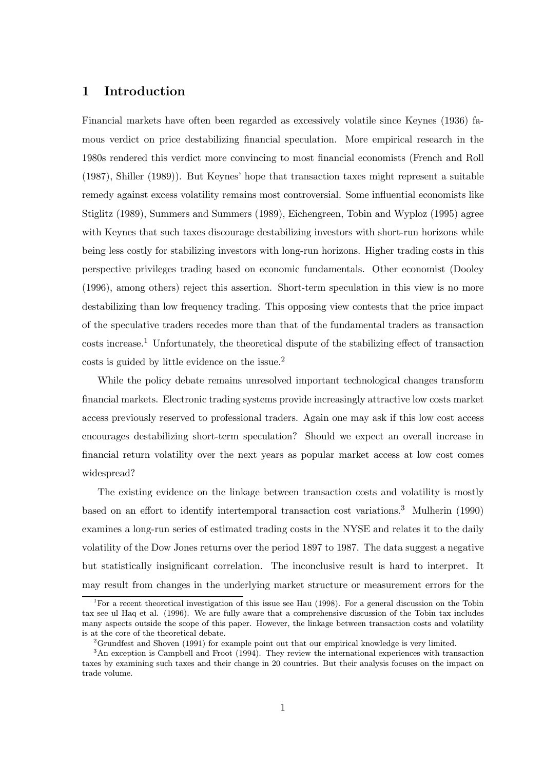## 1 Introduction

Financial markets have often been regarded as excessively volatile since Keynes (1936) famous verdict on price destabilizing financial speculation. More empirical research in the 1980s rendered this verdict more convincing to most financial economists (French and Roll (1987), Shiller (1989)). But Keynes' hope that transaction taxes might represent a suitable remedy against excess volatility remains most controversial. Some influential economists like Stiglitz (1989), Summers and Summers (1989), Eichengreen, Tobin and Wyploz (1995) agree with Keynes that such taxes discourage destabilizing investors with short-run horizons while being less costly for stabilizing investors with long-run horizons. Higher trading costs in this perspective privileges trading based on economic fundamentals. Other economist (Dooley (1996), among others) reject this assertion. Short-term speculation in this view is no more destabilizing than low frequency trading. This opposing view contests that the price impact of the speculative traders recedes more than that of the fundamental traders as transaction costs increase.[1] Unfortunately, the theoretical dispute of the stabilizing effect of transaction costs is guided by little evidence on the issue.[2]

While the policy debate remains unresolved important technological changes transform financial markets. Electronic trading systems provide increasingly attractive low costs market access previously reserved to professional traders. Again one may ask if this low cost access encourages destabilizing short-term speculation? Should we expect an overall increase in financial return volatility over the next years as popular market access at low cost comes widespread?

The existing evidence on the linkage between transaction costs and volatility is mostly based on an effort to identify intertemporal transaction cost variations.[3] Mulherin (1990) examines a long-run series of estimated trading costs in the NYSE and relates it to the daily volatility of the Dow Jones returns over the period 1897 to 1987. The data suggest a negative but statistically insignificant correlation. The inconclusive result is hard to interpret. It may result from changes in the underlying market structure or measurement errors for the

[1] For a recent theoretical investigation of this issue see Hau (1998). For a general discussion on the Tobin tax see ul Haq et al. (1996). We are fully aware that a comprehensive discussion of the Tobin tax includes many aspects outside the scope of this paper. However, the linkage between transaction costs and volatility is at the core of the theoretical debate.

[2] Grundfest and Shoven (1991) for example point out that our empirical knowledge is very limited.

[3] An exception is Campbell and Froot (1994). They review the international experiences with transaction taxes by examining such taxes and their change in 20 countries. But their analysis focuses on the impact on trade volume.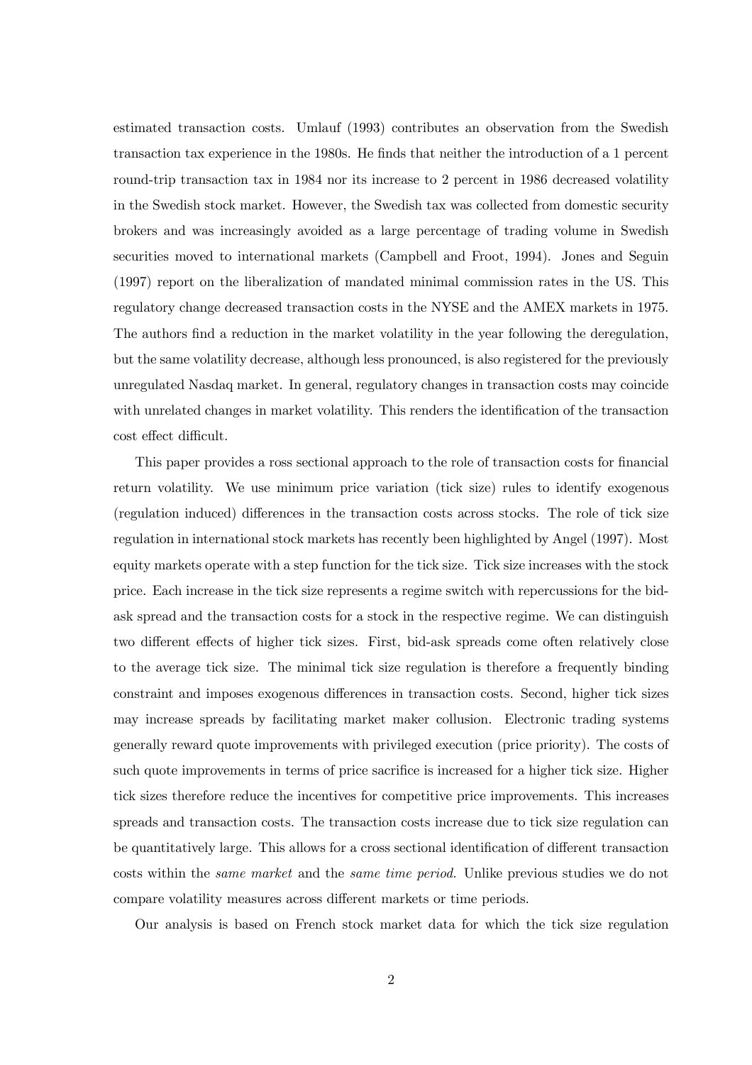estimated transaction costs. Umlauf (1993) contributes an observation from the Swedish transaction tax experience in the 1980s. He finds that neither the introduction of a 1 percent round-trip transaction tax in 1984 nor its increase to 2 percent in 1986 decreased volatility in the Swedish stock market. However, the Swedish tax was collected from domestic security brokers and was increasingly avoided as a large percentage of trading volume in Swedish securities moved to international markets (Campbell and Froot, 1994). Jones and Seguin (1997) report on the liberalization of mandated minimal commission rates in the US. This regulatory change decreased transaction costs in the NYSE and the AMEX markets in 1975. The authors find a reduction in the market volatility in the year following the deregulation, but the same volatility decrease, although less pronounced, is also registered for the previously unregulated Nasdaq market. In general, regulatory changes in transaction costs may coincide with unrelated changes in market volatility. This renders the identification of the transaction cost effect difficult.

This paper provides a ross sectional approach to the role of transaction costs for financial return volatility. We use minimum price variation (tick size) rules to identify exogenous (regulation induced) differences in the transaction costs across stocks. The role of tick size regulation in international stock markets has recently been highlighted by Angel (1997). Most equity markets operate with a step function for the tick size. Tick size increases with the stock price. Each increase in the tick size represents a regime switch with repercussions for the bid-ask spread and the transaction costs for a stock in the respective regime. We can distinguish two different effects of higher tick sizes. First, bid-ask spreads come often relatively close to the average tick size. The minimal tick size regulation is therefore a frequently binding constraint and imposes exogenous differences in transaction costs. Second, higher tick sizes may increase spreads by facilitating market maker collusion. Electronic trading systems generally reward quote improvements with privileged execution (price priority). The costs of such quote improvements in terms of price sacrifice is increased for a higher tick size. Higher tick sizes therefore reduce the incentives for competitive price improvements. This increases spreads and transaction costs. The transaction costs increase due to tick size regulation can be quantitatively large. This allows for a cross sectional identification of different transaction costs within the *same market* and the *same time period*. Unlike previous studies we do not compare volatility measures across different markets or time periods.

Our analysis is based on French stock market data for which the tick size regulation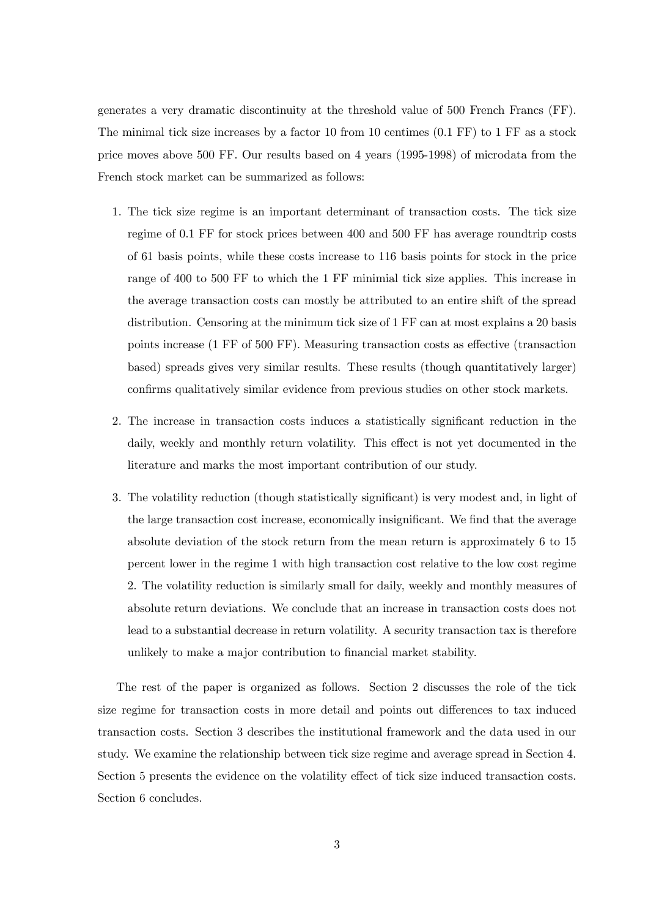generates a very dramatic discontinuity at the threshold value of 500 French Francs (FF). The minimal tick size increases by a factor 10 from 10 centimes (0.1 FF) to 1 FF as a stock price moves above 500 FF. Our results based on 4 years (1995-1998) of microdata from the French stock market can be summarized as follows:

1. The tick size regime is an important determinant of transaction costs. The tick size regime of 0.1 FF for stock prices between 400 and 500 FF has average roundtrip costs of 61 basis points, while these costs increase to 116 basis points for stock in the price range of 400 to 500 FF to which the 1 FF minimial tick size applies. This increase in the average transaction costs can mostly be attributed to an entire shift of the spread distribution. Censoring at the minimum tick size of 1 FF can at most explains a 20 basis points increase (1 FF of 500 FF). Measuring transaction costs as effective (transaction based) spreads gives very similar results. These results (though quantitatively larger) confirms qualitatively similar evidence from previous studies on other stock markets.

2. The increase in transaction costs induces a statistically significant reduction in the daily, weekly and monthly return volatility. This effect is not yet documented in the literature and marks the most important contribution of our study.

3. The volatility reduction (though statistically significant) is very modest and, in light of the large transaction cost increase, economically insignificant. We find that the average absolute deviation of the stock return from the mean return is approximately 6 to 15 percent lower in the regime 1 with high transaction cost relative to the low cost regime 2. The volatility reduction is similarly small for daily, weekly and monthly measures of absolute return deviations. We conclude that an increase in transaction costs does not lead to a substantial decrease in return volatility. A security transaction tax is therefore unlikely to make a major contribution to financial market stability.

The rest of the paper is organized as follows. Section 2 discusses the role of the tick size regime for transaction costs in more detail and points out differences to tax induced transaction costs. Section 3 describes the institutional framework and the data used in our study. We examine the relationship between tick size regime and average spread in Section 4. Section 5 presents the evidence on the volatility effect of tick size induced transaction costs. Section 6 concludes.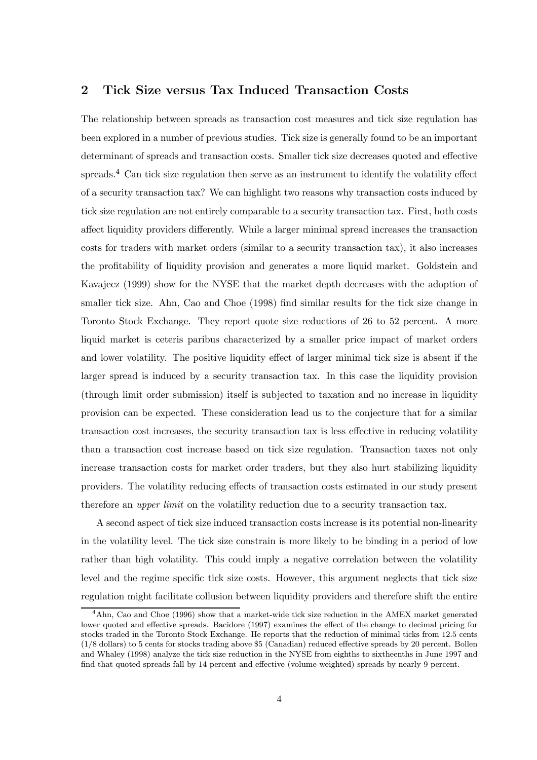## 2 Tick Size versus Tax Induced Transaction Costs

The relationship between spreads as transaction cost measures and tick size regulation has been explored in a number of previous studies. Tick size is generally found to be an important determinant of spreads and transaction costs. Smaller tick size decreases quoted and effective spreads.[4] Can tick size regulation then serve as an instrument to identify the volatility effect of a security transaction tax? We can highlight two reasons why transaction costs induced by tick size regulation are not entirely comparable to a security transaction tax. First, both costs affect liquidity providers differently. While a larger minimal spread increases the transaction costs for traders with market orders (similar to a security transaction tax), it also increases the profitability of liquidity provision and generates a more liquid market. Goldstein and Kavajecz (1999) show for the NYSE that the market depth decreases with the adoption of smaller tick size. Ahn, Cao and Choe (1998) find similar results for the tick size change in Toronto Stock Exchange. They report quote size reductions of 26 to 52 percent. A more liquid market is ceteris paribus characterized by a smaller price impact of market orders and lower volatility. The positive liquidity effect of larger minimal tick size is absent if the larger spread is induced by a security transaction tax. In this case the liquidity provision (through limit order submission) itself is subjected to taxation and no increase in liquidity provision can be expected. These consideration lead us to the conjecture that for a similar transaction cost increases, the security transaction tax is less effective in reducing volatility than a transaction cost increase based on tick size regulation. Transaction taxes not only increase transaction costs for market order traders, but they also hurt stabilizing liquidity providers. The volatility reducing effects of transaction costs estimated in our study present therefore an *upper limit* on the volatility reduction due to a security transaction tax.

A second aspect of tick size induced transaction costs increase is its potential non-linearity in the volatility level. The tick size constrain is more likely to be binding in a period of low rather than high volatility. This could imply a negative correlation between the volatility level and the regime specific tick size costs. However, this argument neglects that tick size regulation might facilitate collusion between liquidity providers and therefore shift the entire

---

[4] Ahn, Cao and Choe (1996) show that a market-wide tick size reduction in the AMEX market generated lower quoted and effective spreads. Bacidore (1997) examines the effect of the change to decimal pricing for stocks traded in the Toronto Stock Exchange. He reports that the reduction of minimal ticks from 12.5 cents (1/8 dollars) to 5 cents for stocks trading above \$5 (Canadian) reduced effective spreads by 20 percent. Bollen and Whaley (1998) analyze the tick size reduction in the NYSE from eighths to sixtheenths in June 1997 and find that quoted spreads fall by 14 percent and effective (volume-weighted) spreads by nearly 9 percent.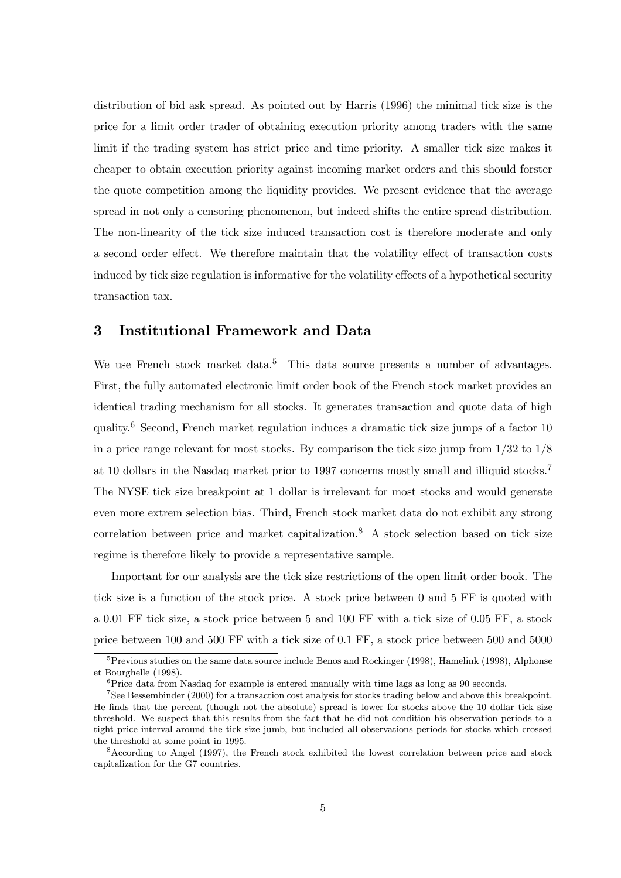distribution of bid ask spread. As pointed out by Harris (1996) the minimal tick size is the price for a limit order trader of obtaining execution priority among traders with the same limit if the trading system has strict price and time priority. A smaller tick size makes it cheaper to obtain execution priority against incoming market orders and this should forster the quote competition among the liquidity provides. We present evidence that the average spread in not only a censoring phenomenon, but indeed shifts the entire spread distribution. The non-linearity of the tick size induced transaction cost is therefore moderate and only a second order effect. We therefore maintain that the volatility effect of transaction costs induced by tick size regulation is informative for the volatility effects of a hypothetical security transaction tax.

## 3 Institutional Framework and Data

We use French stock market data.[5] This data source presents a number of advantages. First, the fully automated electronic limit order book of the French stock market provides an identical trading mechanism for all stocks. It generates transaction and quote data of high quality.[6] Second, French market regulation induces a dramatic tick size jumps of a factor 10 in a price range relevant for most stocks. By comparison the tick size jump from 1/32 to 1/8 at 10 dollars in the Nasdaq market prior to 1997 concerns mostly small and illiquid stocks.[7] The NYSE tick size breakpoint at 1 dollar is irrelevant for most stocks and would generate even more extrem selection bias. Third, French stock market data do not exhibit any strong correlation between price and market capitalization.[8] A stock selection based on tick size regime is therefore likely to provide a representative sample.

Important for our analysis are the tick size restrictions of the open limit order book. The tick size is a function of the stock price. A stock price between 0 and 5 FF is quoted with a 0.01 FF tick size, a stock price between 5 and 100 FF with a tick size of 0.05 FF, a stock price between 100 and 500 FF with a tick size of 0.1 FF, a stock price between 500 and 5000

[5] Previous studies on the same data source include Benos and Rockinger (1998), Hamelink (1998), Alphonse et Bourghelle (1998).

[6] Price data from Nasdaq for example is entered manually with time lags as long as 90 seconds.

[7] See Bessembinder (2000) for a transaction cost analysis for stocks trading below and above this breakpoint. He finds that the percent (though not the absolute) spread is lower for stocks above the 10 dollar tick size threshold. We suspect that this results from the fact that he did not condition his observation periods to a tight price interval around the tick size jumb, but included all observations periods for stocks which crossed the threshold at some point in 1995.

[8] According to Angel (1997), the French stock exhibited the lowest correlation between price and stock capitalization for the G7 countries.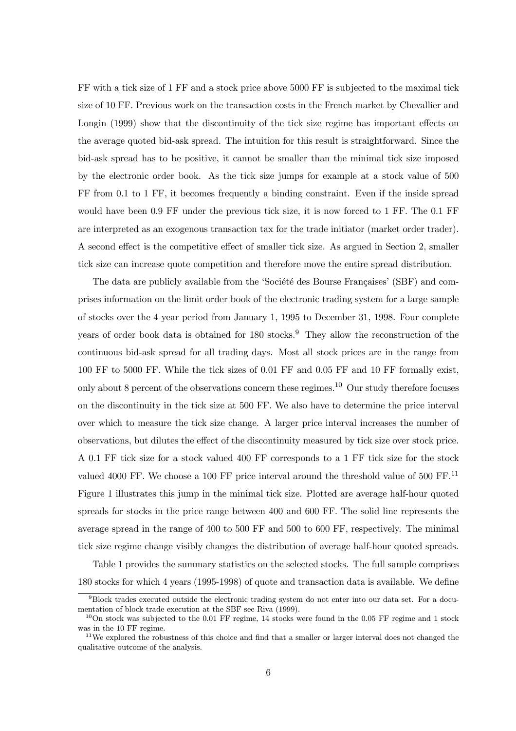FF with a tick size of 1 FF and a stock price above 5000 FF is subjected to the maximal tick size of 10 FF. Previous work on the transaction costs in the French market by Chevallier and Longin (1999) show that the discontinuity of the tick size regime has important effects on the average quoted bid-ask spread. The intuition for this result is straightforward. Since the bid-ask spread has to be positive, it cannot be smaller than the minimal tick size imposed by the electronic order book. As the tick size jumps for example at a stock value of 500 FF from 0.1 to 1 FF, it becomes frequently a binding constraint. Even if the inside spread would have been 0.9 FF under the previous tick size, it is now forced to 1 FF. The 0.1 FF are interpreted as an exogenous transaction tax for the trade initiator (market order trader). A second effect is the competitive effect of smaller tick size. As argued in Section 2, smaller tick size can increase quote competition and therefore move the entire spread distribution.

The data are publicly available from the 'Société des Bourse Françaises' (SBF) and comprises information on the limit order book of the electronic trading system for a large sample of stocks over the 4 year period from January 1, 1995 to December 31, 1998. Four complete years of order book data is obtained for 180 stocks.[9] They allow the reconstruction of the continuous bid-ask spread for all trading days. Most all stock prices are in the range from 100 FF to 5000 FF. While the tick sizes of 0.01 FF and 0.05 FF and 10 FF formally exist, only about 8 percent of the observations concern these regimes.[10] Our study therefore focuses on the discontinuity in the tick size at 500 FF. We also have to determine the price interval over which to measure the tick size change. A larger price interval increases the number of observations, but dilutes the effect of the discontinuity measured by tick size over stock price. A 0.1 FF tick size for a stock valued 400 FF corresponds to a 1 FF tick size for the stock valued 4000 FF. We choose a 100 FF price interval around the threshold value of 500 FF.[11] Figure 1 illustrates this jump in the minimal tick size. Plotted are average half-hour quoted spreads for stocks in the price range between 400 and 600 FF. The solid line represents the average spread in the range of 400 to 500 FF and 500 to 600 FF, respectively. The minimal tick size regime change visibly changes the distribution of average half-hour quoted spreads.

Table 1 provides the summary statistics on the selected stocks. The full sample comprises 180 stocks for which 4 years (1995-1998) of quote and transaction data is available. We define

[9] Block trades executed outside the electronic trading system do not enter into our data set. For a documentation of block trade execution at the SBF see Riva (1999).

[10] On stock was subjected to the 0.01 FF regime, 14 stocks were found in the 0.05 FF regime and 1 stock was in the 10 FF regime.

[11] We explored the robustness of this choice and find that a smaller or larger interval does not changed the qualitative outcome of the analysis.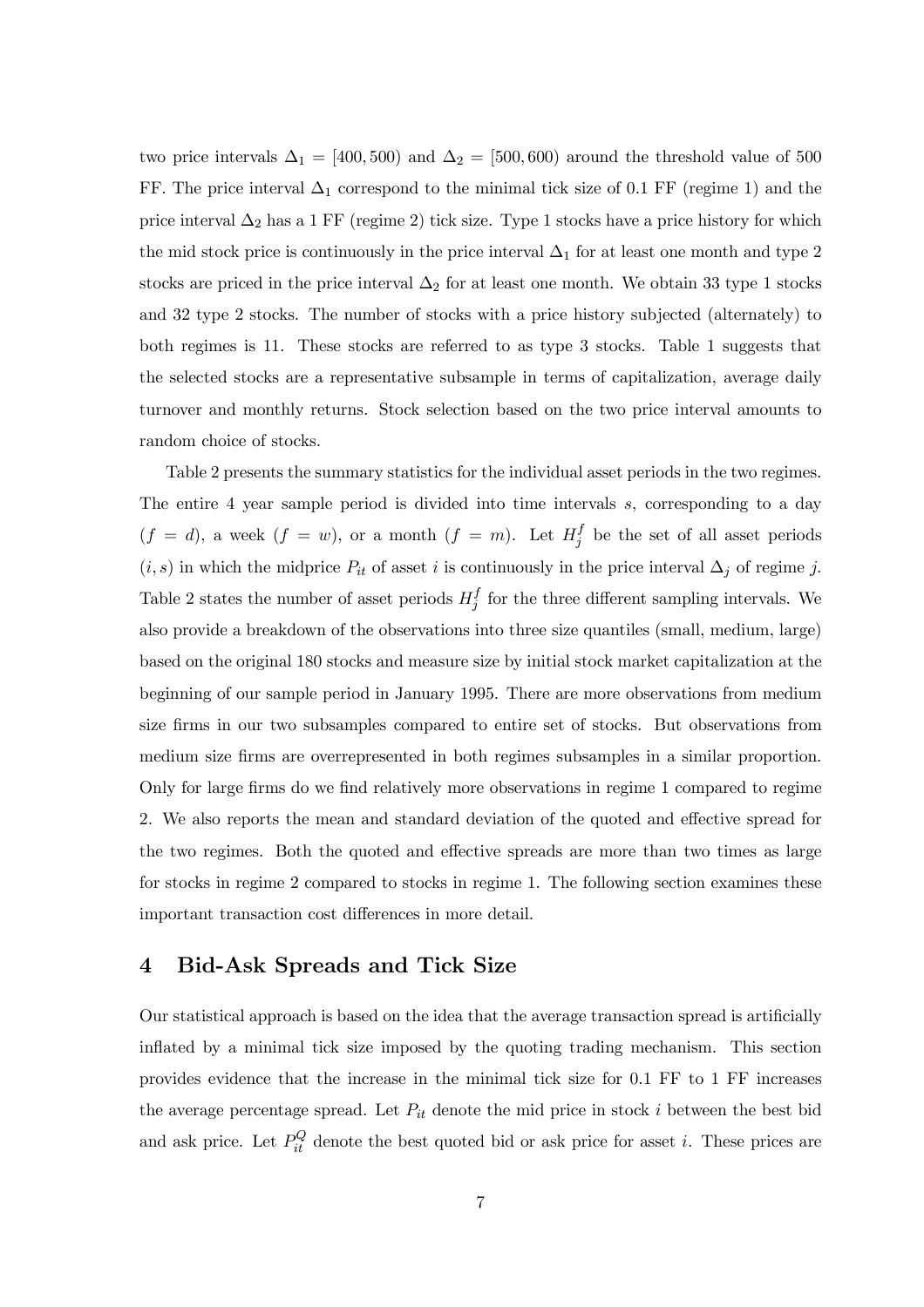two price intervals $\Delta_1 = [400, 500)$ and $\Delta_2 = [500, 600)$ around the threshold value of 500 FF. The price interval $\Delta_1$ correspond to the minimal tick size of 0.1 FF (regime 1) and the price interval $\Delta_2$ has a 1 FF (regime 2) tick size. Type 1 stocks have a price history for which the mid stock price is continuously in the price interval $\Delta_1$ for at least one month and type 2 stocks are priced in the price interval $\Delta_2$ for at least one month. We obtain 33 type 1 stocks and 32 type 2 stocks. The number of stocks with a price history subjected (alternately) to both regimes is 11. These stocks are referred to as type 3 stocks. Table 1 suggests that the selected stocks are a representative subsample in terms of capitalization, average daily turnover and monthly returns. Stock selection based on the two price interval amounts to random choice of stocks.

Table 2 presents the summary statistics for the individual asset periods in the two regimes. The entire 4 year sample period is divided into time intervals $s$, corresponding to a day $(f = d)$, a week $(f = w)$, or a month $(f = m)$. Let $H_j^f$ be the set of all asset periods $(i, s)$ in which the midprice $P_{it}$ of asset $i$ is continuously in the price interval $\Delta_j$ of regime $j$. Table 2 states the number of asset periods $H_j^f$ for the three different sampling intervals. We also provide a breakdown of the observations into three size quantiles (small, medium, large) based on the original 180 stocks and measure size by initial stock market capitalization at the beginning of our sample period in January 1995. There are more observations from medium size firms in our two subsamples compared to entire set of stocks. But observations from medium size firms are overrepresented in both regimes subsamples in a similar proportion. Only for large firms do we find relatively more observations in regime 1 compared to regime 2. We also reports the mean and standard deviation of the quoted and effective spread for the two regimes. Both the quoted and effective spreads are more than two times as large for stocks in regime 2 compared to stocks in regime 1. The following section examines these important transaction cost differences in more detail.

## 4 Bid-Ask Spreads and Tick Size

Our statistical approach is based on the idea that the average transaction spread is artificially inflated by a minimal tick size imposed by the quoting trading mechanism. This section provides evidence that the increase in the minimal tick size for 0.1 FF to 1 FF increases the average percentage spread. Let $P_{it}$ denote the mid price in stock $i$ between the best bid and ask price. Let $P_{it}^Q$ denote the best quoted bid or ask price for asset $i$. These prices are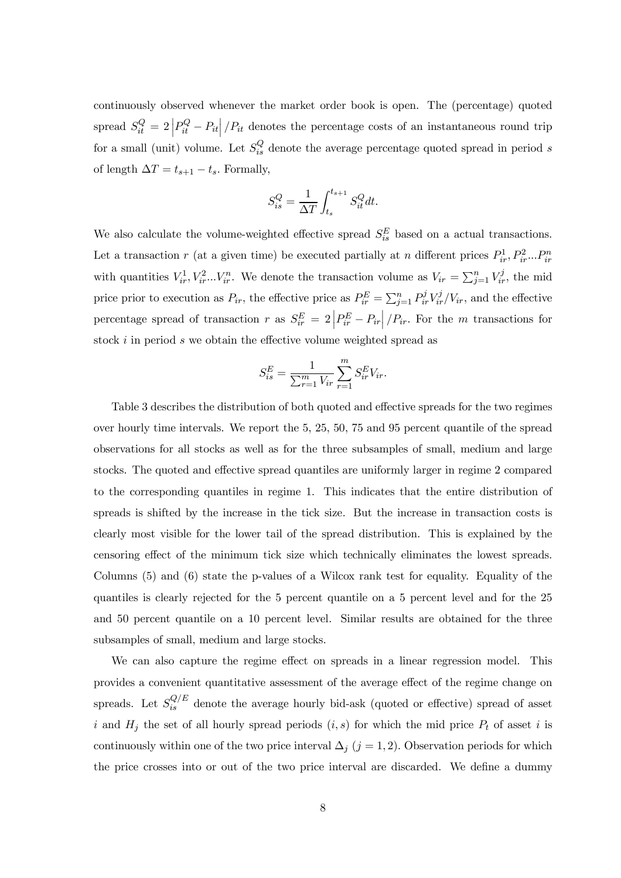continuously observed whenever the market order book is open. The (percentage) quoted spread $S_{it}^Q = 2\left|P_{it}^Q - P_{it}\right|/P_{it}$ denotes the percentage costs of an instantaneous round trip for a small (unit) volume. Let $S_{is}^Q$ denote the average percentage quoted spread in period $s$ of length $\Delta T = t_{s+1} - t_s$. Formally,

$$S_{is}^Q = \frac{1}{\Delta T}\int_{t_s}^{t_{s+1}} S_{it}^Q dt.$$

We also calculate the volume-weighted effective spread $S_{is}^E$ based on a actual transactions. Let a transaction $r$ (at a given time) be executed partially at $n$ different prices $P_{ir}^1, P_{ir}^2 ... P_{ir}^n$ with quantities $V_{ir}^1, V_{ir}^2 ... V_{ir}^n$. We denote the transaction volume as $V_{ir} = \sum_{j=1}^n V_{ir}^j$, the mid price prior to execution as $P_{ir}$, the effective price as $P_{ir}^E = \sum_{j=1}^n P_{ir}^j V_{ir}^j / V_{ir}$, and the effective percentage spread of transaction $r$ as $S_{ir}^E = 2\left|P_{ir}^E - P_{ir}\right|/P_{ir}$. For the $m$ transactions for stock $i$ in period $s$ we obtain the effective volume weighted spread as

$$S_{is}^E = \frac{1}{\sum_{r=1}^m V_{ir}} \sum_{r=1}^m S_{ir}^E V_{ir}.$$

Table 3 describes the distribution of both quoted and effective spreads for the two regimes over hourly time intervals. We report the 5, 25, 50, 75 and 95 percent quantile of the spread observations for all stocks as well as for the three subsamples of small, medium and large stocks. The quoted and effective spread quantiles are uniformly larger in regime 2 compared to the corresponding quantiles in regime 1. This indicates that the entire distribution of spreads is shifted by the increase in the tick size. But the increase in transaction costs is clearly most visible for the lower tail of the spread distribution. This is explained by the censoring effect of the minimum tick size which technically eliminates the lowest spreads. Columns (5) and (6) state the p-values of a Wilcox rank test for equality. Equality of the quantiles is clearly rejected for the 5 percent quantile on a 5 percent level and for the 25 and 50 percent quantile on a 10 percent level. Similar results are obtained for the three subsamples of small, medium and large stocks.

We can also capture the regime effect on spreads in a linear regression model. This provides a convenient quantitative assessment of the average effect of the regime change on spreads. Let $S_{is}^{Q/E}$ denote the average hourly bid-ask (quoted or effective) spread of asset $i$ and $H_j$ the set of all hourly spread periods $(i, s)$ for which the mid price $P_t$ of asset $i$ is continuously within one of the two price interval $\Delta_j$ $(j = 1, 2)$. Observation periods for which the price crosses into or out of the two price interval are discarded. We define a dummy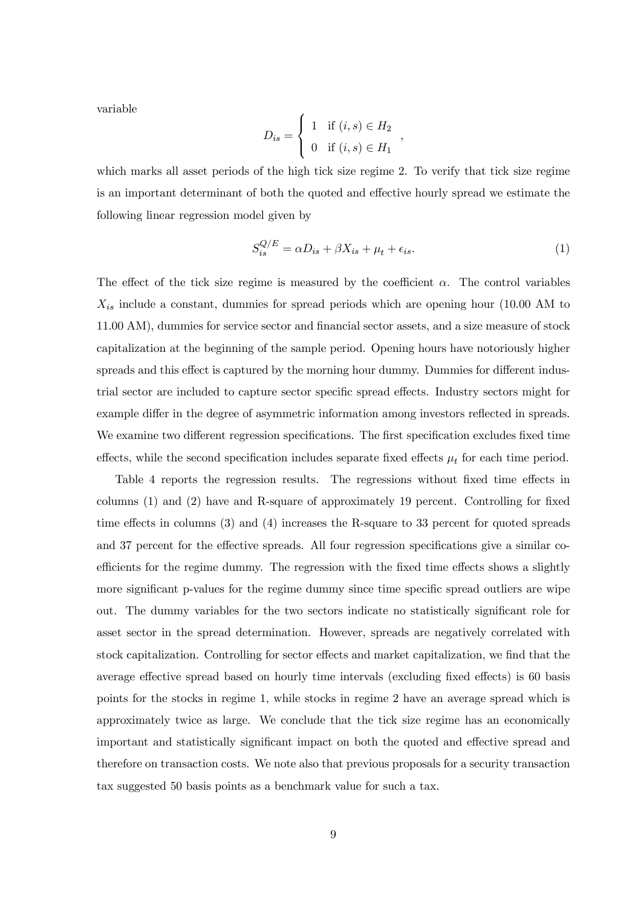variable

$$D_{is} = \begin{cases} 1 & \text{if } (i,s) \in H_2 \\ 0 & \text{if } (i,s) \in H_1 \end{cases},$$

which marks all asset periods of the high tick size regime 2. To verify that tick size regime is an important determinant of both the quoted and effective hourly spread we estimate the following linear regression model given by

$$S_{is}^{Q/E} = \alpha D_{is} + \beta X_{is} + \mu_t + \epsilon_{is}. \tag{1}$$

The effect of the tick size regime is measured by the coefficient $\alpha$. The control variables $X_{is}$ include a constant, dummies for spread periods which are opening hour (10.00 AM to 11.00 AM), dummies for service sector and financial sector assets, and a size measure of stock capitalization at the beginning of the sample period. Opening hours have notoriously higher spreads and this effect is captured by the morning hour dummy. Dummies for different industrial sector are included to capture sector specific spread effects. Industry sectors might for example differ in the degree of asymmetric information among investors reflected in spreads. We examine two different regression specifications. The first specification excludes fixed time effects, while the second specification includes separate fixed effects $\mu_t$ for each time period.

Table 4 reports the regression results. The regressions without fixed time effects in columns (1) and (2) have and R-square of approximately 19 percent. Controlling for fixed time effects in columns (3) and (4) increases the R-square to 33 percent for quoted spreads and 37 percent for the effective spreads. All four regression specifications give a similar coefficients for the regime dummy. The regression with the fixed time effects shows a slightly more significant p-values for the regime dummy since time specific spread outliers are wipe out. The dummy variables for the two sectors indicate no statistically significant role for asset sector in the spread determination. However, spreads are negatively correlated with stock capitalization. Controlling for sector effects and market capitalization, we find that the average effective spread based on hourly time intervals (excluding fixed effects) is 60 basis points for the stocks in regime 1, while stocks in regime 2 have an average spread which is approximately twice as large. We conclude that the tick size regime has an economically important and statistically significant impact on both the quoted and effective spread and therefore on transaction costs. We note also that previous proposals for a security transaction tax suggested 50 basis points as a benchmark value for such a tax.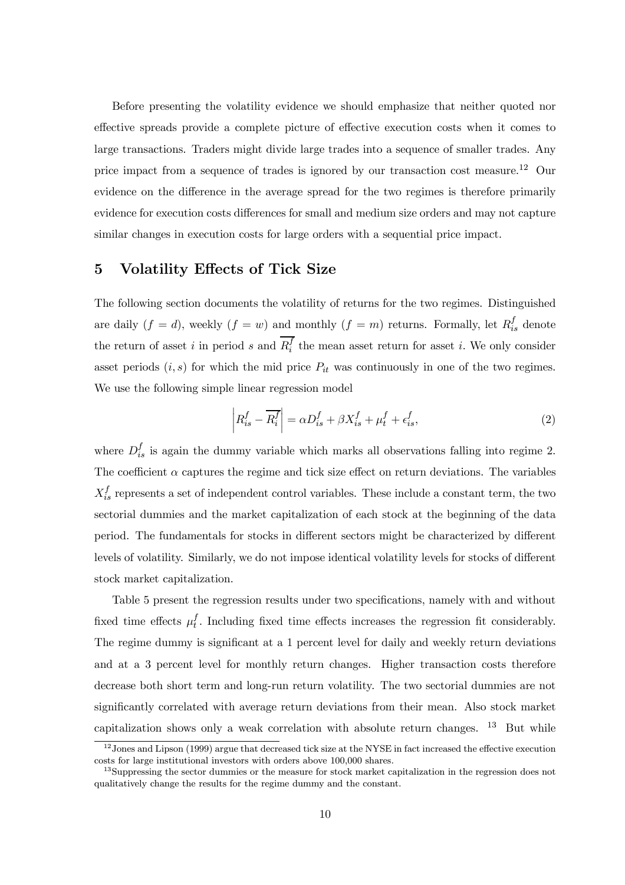Before presenting the volatility evidence we should emphasize that neither quoted nor effective spreads provide a complete picture of effective execution costs when it comes to large transactions. Traders might divide large trades into a sequence of smaller trades. Any price impact from a sequence of trades is ignored by our transaction cost measure.[12] Our evidence on the difference in the average spread for the two regimes is therefore primarily evidence for execution costs differences for small and medium size orders and may not capture similar changes in execution costs for large orders with a sequential price impact.

# 5 Volatility Effects of Tick Size

The following section documents the volatility of returns for the two regimes. Distinguished are daily ($f = d$), weekly ($f = w$) and monthly ($f = m$) returns. Formally, let $R_{is}^f$ denote the return of asset $i$ in period $s$ and $\overline{R_i^f}$ the mean asset return for asset $i$. We only consider asset periods $(i, s)$ for which the mid price $P_{it}$ was continuously in one of the two regimes. We use the following simple linear regression model

$$\left| R_{is}^f - \overline{R_i^f} \right| = \alpha D_{is}^f + \beta X_{is}^f + \mu_t^f + \epsilon_{is}^f, \tag{2}$$

where $D_{is}^f$ is again the dummy variable which marks all observations falling into regime 2. The coefficient $\alpha$ captures the regime and tick size effect on return deviations. The variables $X_{is}^f$ represents a set of independent control variables. These include a constant term, the two sectorial dummies and the market capitalization of each stock at the beginning of the data period. The fundamentals for stocks in different sectors might be characterized by different levels of volatility. Similarly, we do not impose identical volatility levels for stocks of different stock market capitalization.

Table 5 present the regression results under two specifications, namely with and without fixed time effects $\mu_t^f$. Including fixed time effects increases the regression fit considerably. The regime dummy is significant at a 1 percent level for daily and weekly return deviations and at a 3 percent level for monthly return changes. Higher transaction costs therefore decrease both short term and long-run return volatility. The two sectorial dummies are not significantly correlated with average return deviations from their mean. Also stock market capitalization shows only a weak correlation with absolute return changes. [13] But while

[12] Jones and Lipson (1999) argue that decreased tick size at the NYSE in fact increased the effective execution costs for large institutional investors with orders above 100,000 shares.

[13] Suppressing the sector dummies or the measure for stock market capitalization in the regression does not qualitatively change the results for the regime dummy and the constant.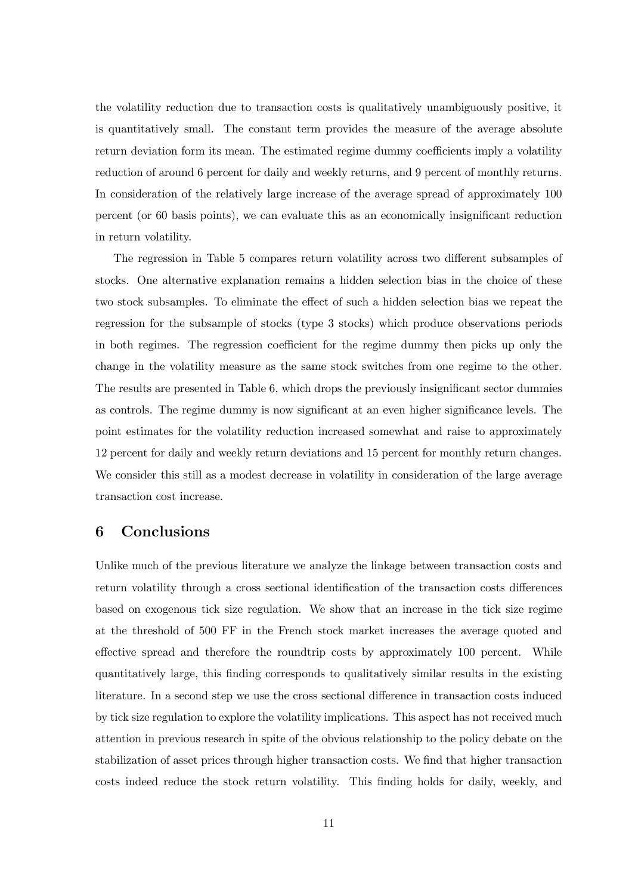the volatility reduction due to transaction costs is qualitatively unambiguously positive, it is quantitatively small. The constant term provides the measure of the average absolute return deviation form its mean. The estimated regime dummy coefficients imply a volatility reduction of around 6 percent for daily and weekly returns, and 9 percent of monthly returns. In consideration of the relatively large increase of the average spread of approximately 100 percent (or 60 basis points), we can evaluate this as an economically insignificant reduction in return volatility.

The regression in Table 5 compares return volatility across two different subsamples of stocks. One alternative explanation remains a hidden selection bias in the choice of these two stock subsamples. To eliminate the effect of such a hidden selection bias we repeat the regression for the subsample of stocks (type 3 stocks) which produce observations periods in both regimes. The regression coefficient for the regime dummy then picks up only the change in the volatility measure as the same stock switches from one regime to the other. The results are presented in Table 6, which drops the previously insignificant sector dummies as controls. The regime dummy is now significant at an even higher significance levels. The point estimates for the volatility reduction increased somewhat and raise to approximately 12 percent for daily and weekly return deviations and 15 percent for monthly return changes. We consider this still as a modest decrease in volatility in consideration of the large average transaction cost increase.

# 6 Conclusions

Unlike much of the previous literature we analyze the linkage between transaction costs and return volatility through a cross sectional identification of the transaction costs differences based on exogenous tick size regulation. We show that an increase in the tick size regime at the threshold of 500 FF in the French stock market increases the average quoted and effective spread and therefore the roundtrip costs by approximately 100 percent. While quantitatively large, this finding corresponds to qualitatively similar results in the existing literature. In a second step we use the cross sectional difference in transaction costs induced by tick size regulation to explore the volatility implications. This aspect has not received much attention in previous research in spite of the obvious relationship to the policy debate on the stabilization of asset prices through higher transaction costs. We find that higher transaction costs indeed reduce the stock return volatility. This finding holds for daily, weekly, and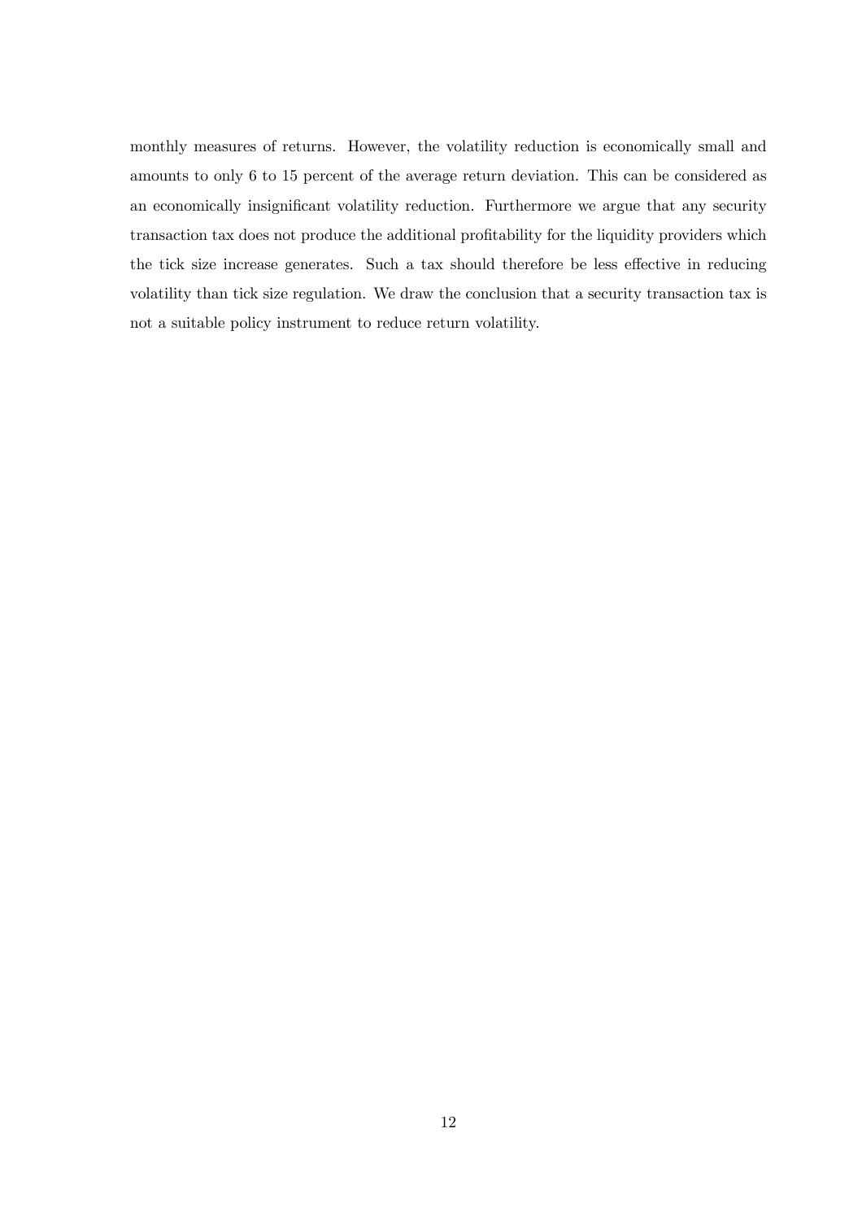monthly measures of returns. However, the volatility reduction is economically small and amounts to only 6 to 15 percent of the average return deviation. This can be considered as an economically insignificant volatility reduction. Furthermore we argue that any security transaction tax does not produce the additional profitability for the liquidity providers which the tick size increase generates. Such a tax should therefore be less effective in reducing volatility than tick size regulation. We draw the conclusion that a security transaction tax is not a suitable policy instrument to reduce return volatility.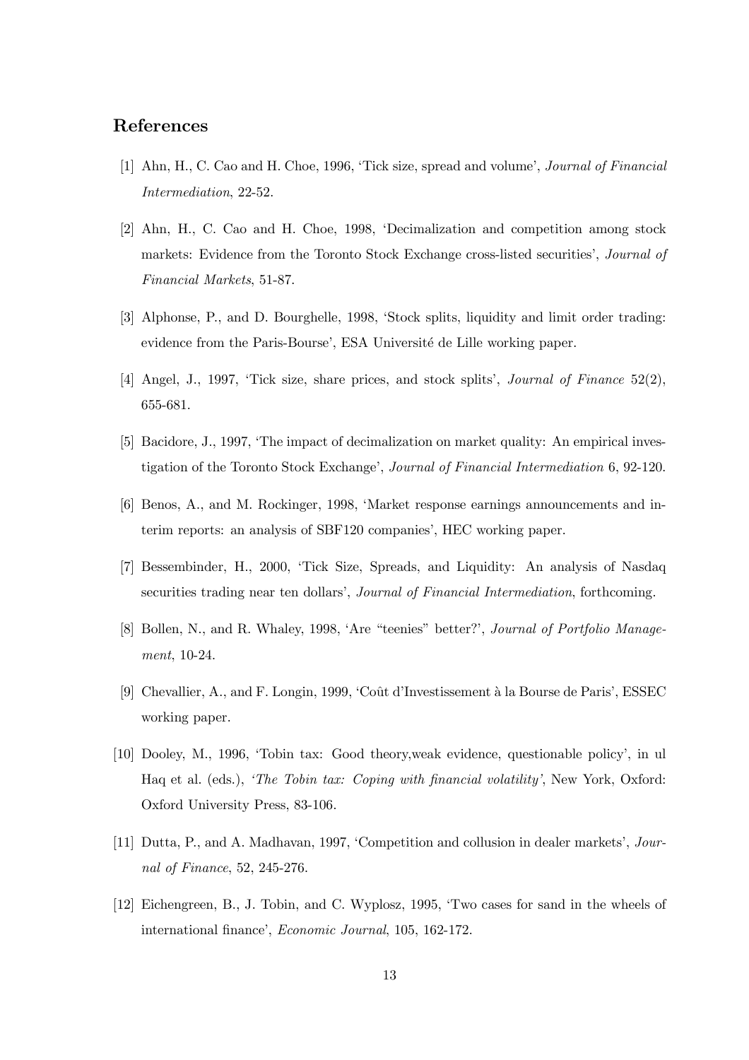## References

[1] Ahn, H., C. Cao and H. Choe, 1996, 'Tick size, spread and volume', *Journal of Financial Intermediation*, 22-52.

[2] Ahn, H., C. Cao and H. Choe, 1998, 'Decimalization and competition among stock markets: Evidence from the Toronto Stock Exchange cross-listed securities', *Journal of Financial Markets*, 51-87.

[3] Alphonse, P., and D. Bourghelle, 1998, 'Stock splits, liquidity and limit order trading: evidence from the Paris-Bourse', ESA Université de Lille working paper.

[4] Angel, J., 1997, 'Tick size, share prices, and stock splits', *Journal of Finance* 52(2), 655-681.

[5] Bacidore, J., 1997, 'The impact of decimalization on market quality: An empirical investigation of the Toronto Stock Exchange', *Journal of Financial Intermediation* 6, 92-120.

[6] Benos, A., and M. Rockinger, 1998, 'Market response earnings announcements and interim reports: an analysis of SBF120 companies', HEC working paper.

[7] Bessembinder, H., 2000, 'Tick Size, Spreads, and Liquidity: An analysis of Nasdaq securities trading near ten dollars', *Journal of Financial Intermediation*, forthcoming.

[8] Bollen, N., and R. Whaley, 1998, 'Are "teenies" better?', *Journal of Portfolio Management*, 10-24.

[9] Chevallier, A., and F. Longin, 1999, 'Coût d'Investissement à la Bourse de Paris', ESSEC working paper.

[10] Dooley, M., 1996, 'Tobin tax: Good theory,weak evidence, questionable policy', in ul Haq et al. (eds.), *'The Tobin tax: Coping with financial volatility'*, New York, Oxford: Oxford University Press, 83-106.

[11] Dutta, P., and A. Madhavan, 1997, 'Competition and collusion in dealer markets', *Journal of Finance*, 52, 245-276.

[12] Eichengreen, B., J. Tobin, and C. Wyplosz, 1995, 'Two cases for sand in the wheels of international finance', *Economic Journal*, 105, 162-172.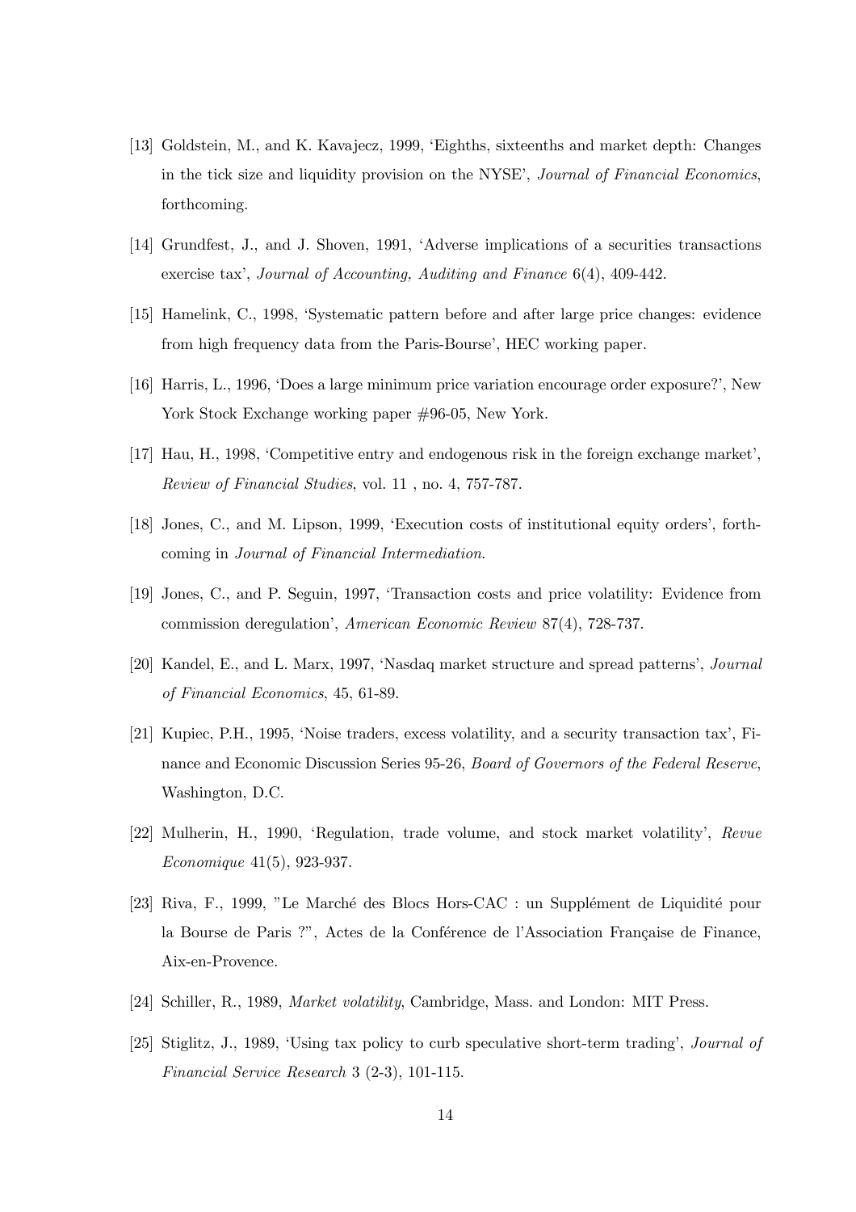[13] Goldstein, M., and K. Kavajecz, 1999, 'Eighths, sixteenths and market depth: Changes in the tick size and liquidity provision on the NYSE', *Journal of Financial Economics*, forthcoming.

[14] Grundfest, J., and J. Shoven, 1991, 'Adverse implications of a securities transactions exercise tax', *Journal of Accounting, Auditing and Finance* 6(4), 409-442.

[15] Hamelink, C., 1998, 'Systematic pattern before and after large price changes: evidence from high frequency data from the Paris-Bourse', HEC working paper.

[16] Harris, L., 1996, 'Does a large minimum price variation encourage order exposure?', New York Stock Exchange working paper #96-05, New York.

[17] Hau, H., 1998, 'Competitive entry and endogenous risk in the foreign exchange market', *Review of Financial Studies*, vol. 11 , no. 4, 757-787.

[18] Jones, C., and M. Lipson, 1999, 'Execution costs of institutional equity orders', forthcoming in *Journal of Financial Intermediation*.

[19] Jones, C., and P. Seguin, 1997, 'Transaction costs and price volatility: Evidence from commission deregulation', *American Economic Review* 87(4), 728-737.

[20] Kandel, E., and L. Marx, 1997, 'Nasdaq market structure and spread patterns', *Journal of Financial Economics*, 45, 61-89.

[21] Kupiec, P.H., 1995, 'Noise traders, excess volatility, and a security transaction tax', Finance and Economic Discussion Series 95-26, *Board of Governors of the Federal Reserve*, Washington, D.C.

[22] Mulherin, H., 1990, 'Regulation, trade volume, and stock market volatility', *Revue Economique* 41(5), 923-937.

[23] Riva, F., 1999, "Le Marché des Blocs Hors-CAC : un Supplément de Liquidité pour la Bourse de Paris ?", Actes de la Conférence de l'Association Française de Finance, Aix-en-Provence.

[24] Schiller, R., 1989, *Market volatility*, Cambridge, Mass. and London: MIT Press.

[25] Stiglitz, J., 1989, 'Using tax policy to curb speculative short-term trading', *Journal of Financial Service Research* 3 (2-3), 101-115.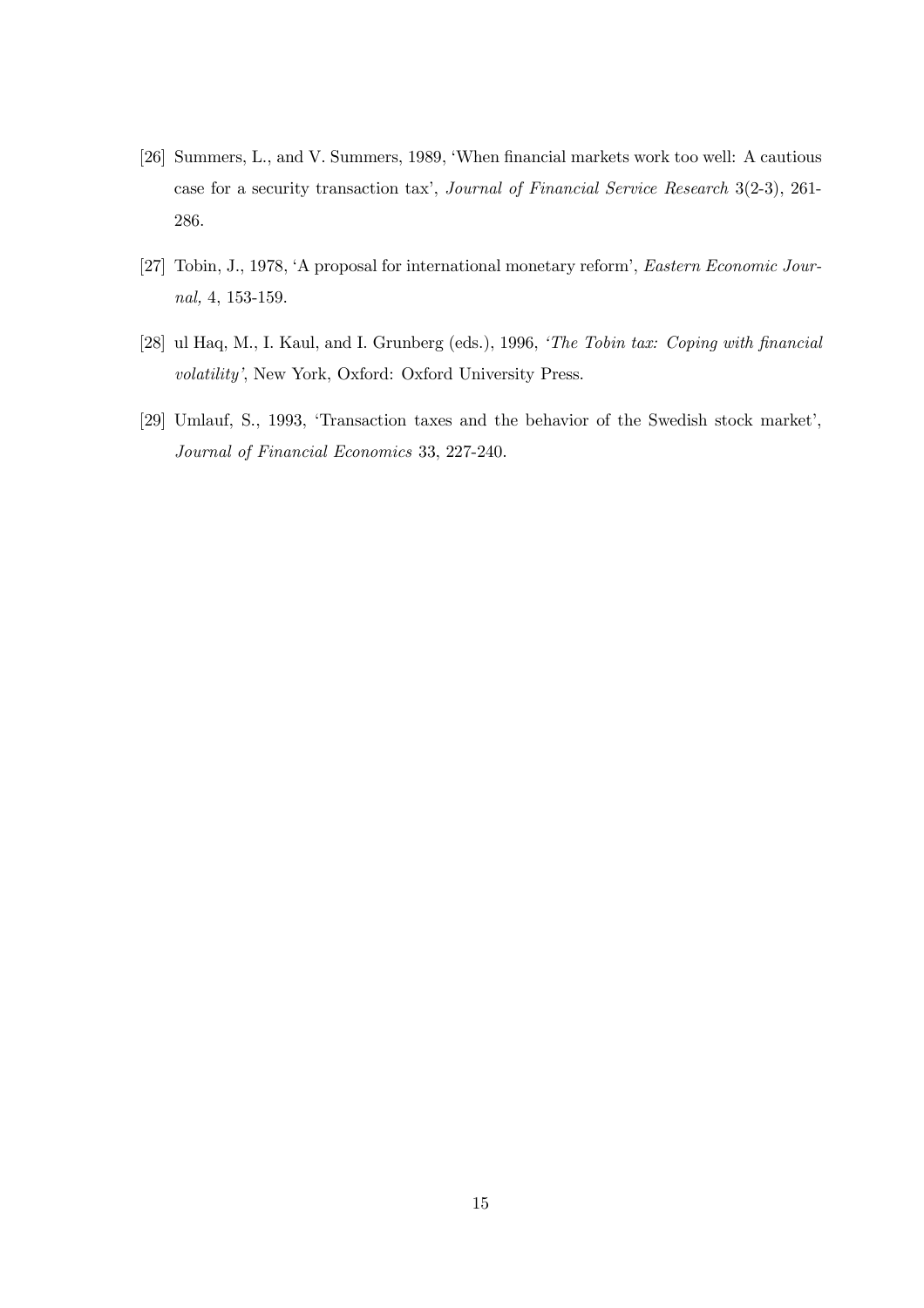[26] Summers, L., and V. Summers, 1989, 'When financial markets work too well: A cautious case for a security transaction tax', *Journal of Financial Service Research* 3(2-3), 261-286.

[27] Tobin, J., 1978, 'A proposal for international monetary reform', *Eastern Economic Journal,* 4, 153-159.

[28] ul Haq, M., I. Kaul, and I. Grunberg (eds.), 1996, *'The Tobin tax: Coping with financial volatility'*, New York, Oxford: Oxford University Press.

[29] Umlauf, S., 1993, 'Transaction taxes and the behavior of the Swedish stock market', *Journal of Financial Economics* 33, 227-240.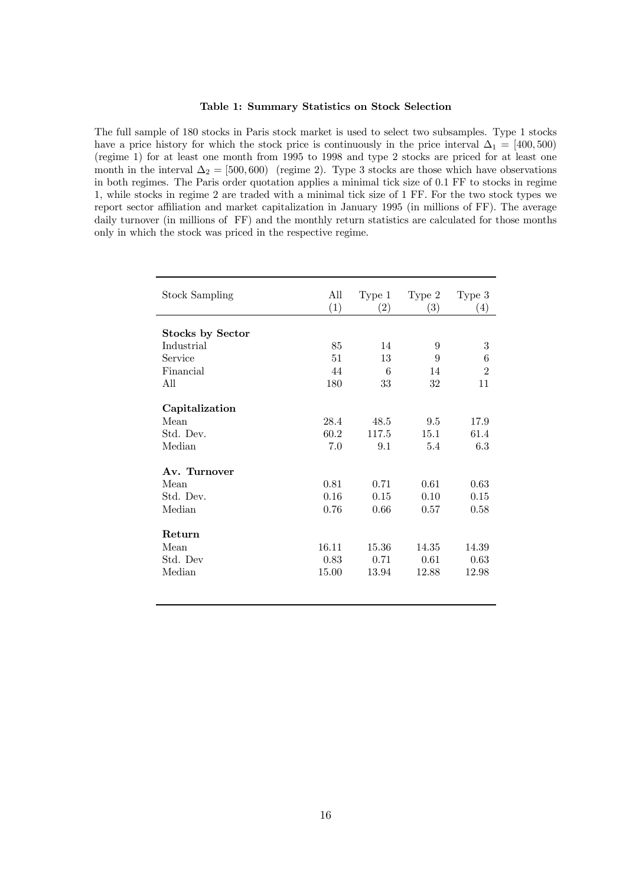**Table 1: Summary Statistics on Stock Selection**

The full sample of 180 stocks in Paris stock market is used to select two subsamples. Type 1 stocks have a price history for which the stock price is continuously in the price interval $\Delta_1 = [400, 500)$ (regime 1) for at least one month from 1995 to 1998 and type 2 stocks are priced for at least one month in the interval $\Delta_2 = [500, 600)$ (regime 2). Type 3 stocks are those which have observations in both regimes. The Paris order quotation applies a minimal tick size of 0.1 FF to stocks in regime 1, while stocks in regime 2 are traded with a minimal tick size of 1 FF. For the two stock types we report sector affiliation and market capitalization in January 1995 (in millions of FF). The average daily turnover (in millions of FF) and the monthly return statistics are calculated for those months only in which the stock was priced in the respective regime.

| Stock Sampling | All (1) | Type 1 (2) | Type 2 (3) | Type 3 (4) |
|---|---|---|---|---|
| **Stocks by Sector** | | | | |
| Industrial | 85 | 14 | 9 | 3 |
| Service | 51 | 13 | 9 | 6 |
| Financial | 44 | 6 | 14 | 2 |
| All | 180 | 33 | 32 | 11 |
| **Capitalization** | | | | |
| Mean | 28.4 | 48.5 | 9.5 | 17.9 |
| Std. Dev. | 60.2 | 117.5 | 15.1 | 61.4 |
| Median | 7.0 | 9.1 | 5.4 | 6.3 |
| **Av. Turnover** | | | | |
| Mean | 0.81 | 0.71 | 0.61 | 0.63 |
| Std. Dev. | 0.16 | 0.15 | 0.10 | 0.15 |
| Median | 0.76 | 0.66 | 0.57 | 0.58 |
| **Return** | | | | |
| Mean | 16.11 | 15.36 | 14.35 | 14.39 |
| Std. Dev | 0.83 | 0.71 | 0.61 | 0.63 |
| Median | 15.00 | 13.94 | 12.88 | 12.98 |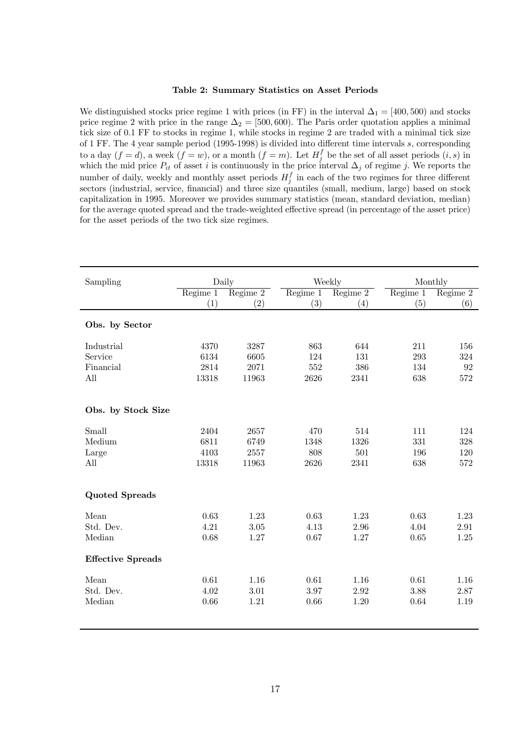**Table 2: Summary Statistics on Asset Periods**

We distinguished stocks price regime 1 with prices (in FF) in the interval $\Delta_1 = [400, 500)$ and stocks price regime 2 with price in the range $\Delta_2 = [500, 600)$. The Paris order quotation applies a minimal tick size of 0.1 FF to stocks in regime 1, while stocks in regime 2 are traded with a minimal tick size of 1 FF. The 4 year sample period (1995-1998) is divided into different time intervals $s$, corresponding to a day ($f = d$), a week ($f = w$), or a month ($f = m$). Let $H_j^f$ be the set of all asset periods $(i, s)$ in which the mid price $P_{it}$ of asset $i$ is continuously in the price interval $\Delta_j$ of regime $j$. We reports the number of daily, weekly and monthly asset periods $H_j^f$ in each of the two regimes for three different sectors (industrial, service, financial) and three size quantiles (small, medium, large) based on stock capitalization in 1995. Moreover we provides summary statistics (mean, standard deviation, median) for the average quoted spread and the trade-weighted effective spread (in percentage of the asset price) for the asset periods of the two tick size regimes.

| Sampling | Daily | | Weekly | | Monthly | |
|---|---|---|---|---|---|---|
| | Regime 1 | Regime 2 | Regime 1 | Regime 2 | Regime 1 | Regime 2 |
| | (1) | (2) | (3) | (4) | (5) | (6) |
| **Obs. by Sector** | | | | | | |
| Industrial | 4370 | 3287 | 863 | 644 | 211 | 156 |
| Service | 6134 | 6605 | 124 | 131 | 293 | 324 |
| Financial | 2814 | 2071 | 552 | 386 | 134 | 92 |
| All | 13318 | 11963 | 2626 | 2341 | 638 | 572 |
| **Obs. by Stock Size** | | | | | | |
| Small | 2404 | 2657 | 470 | 514 | 111 | 124 |
| Medium | 6811 | 6749 | 1348 | 1326 | 331 | 328 |
| Large | 4103 | 2557 | 808 | 501 | 196 | 120 |
| All | 13318 | 11963 | 2626 | 2341 | 638 | 572 |
| **Quoted Spreads** | | | | | | |
| Mean | 0.63 | 1.23 | 0.63 | 1.23 | 0.63 | 1.23 |
| Std. Dev. | 4.21 | 3.05 | 4.13 | 2.96 | 4.04 | 2.91 |
| Median | 0.68 | 1.27 | 0.67 | 1.27 | 0.65 | 1.25 |
| **Effective Spreads** | | | | | | |
| Mean | 0.61 | 1.16 | 0.61 | 1.16 | 0.61 | 1.16 |
| Std. Dev. | 4.02 | 3.01 | 3.97 | 2.92 | 3.88 | 2.87 |
| Median | 0.66 | 1.21 | 0.66 | 1.20 | 0.64 | 1.19 |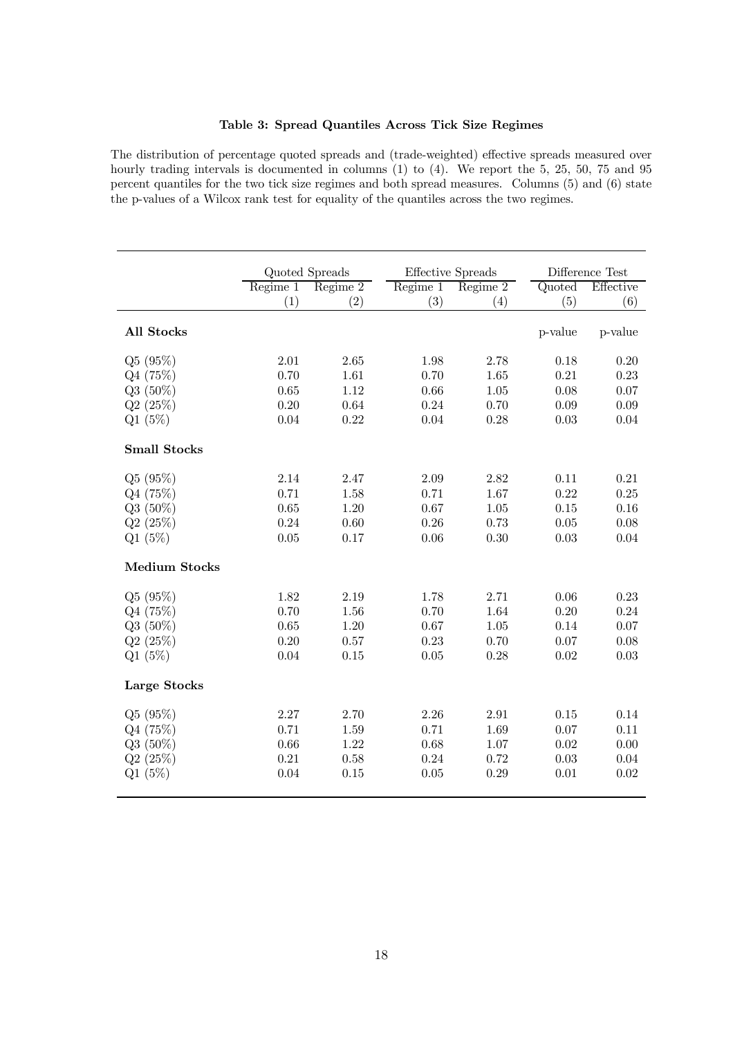**Table 3: Spread Quantiles Across Tick Size Regimes**

The distribution of percentage quoted spreads and (trade-weighted) effective spreads measured over hourly trading intervals is documented in columns (1) to (4). We report the 5, 25, 50, 75 and 95 percent quantiles for the two tick size regimes and both spread measures. Columns (5) and (6) state the p-values of a Wilcox rank test for equality of the quantiles across the two regimes.

| | Quoted Spreads | | Effective Spreads | | Difference Test | |
|---|---|---|---|---|---|---|
| | Regime 1 | Regime 2 | Regime 1 | Regime 2 | Quoted | Effective |
| | (1) | (2) | (3) | (4) | (5) | (6) |
| **All Stocks** | | | | | p-value | p-value |
| Q5 (95%) | 2.01 | 2.65 | 1.98 | 2.78 | 0.18 | 0.20 |
| Q4 (75%) | 0.70 | 1.61 | 0.70 | 1.65 | 0.21 | 0.23 |
| Q3 (50%) | 0.65 | 1.12 | 0.66 | 1.05 | 0.08 | 0.07 |
| Q2 (25%) | 0.20 | 0.64 | 0.24 | 0.70 | 0.09 | 0.09 |
| Q1 (5%) | 0.04 | 0.22 | 0.04 | 0.28 | 0.03 | 0.04 |
| **Small Stocks** | | | | | | |
| Q5 (95%) | 2.14 | 2.47 | 2.09 | 2.82 | 0.11 | 0.21 |
| Q4 (75%) | 0.71 | 1.58 | 0.71 | 1.67 | 0.22 | 0.25 |
| Q3 (50%) | 0.65 | 1.20 | 0.67 | 1.05 | 0.15 | 0.16 |
| Q2 (25%) | 0.24 | 0.60 | 0.26 | 0.73 | 0.05 | 0.08 |
| Q1 (5%) | 0.05 | 0.17 | 0.06 | 0.30 | 0.03 | 0.04 |
| **Medium Stocks** | | | | | | |
| Q5 (95%) | 1.82 | 2.19 | 1.78 | 2.71 | 0.06 | 0.23 |
| Q4 (75%) | 0.70 | 1.56 | 0.70 | 1.64 | 0.20 | 0.24 |
| Q3 (50%) | 0.65 | 1.20 | 0.67 | 1.05 | 0.14 | 0.07 |
| Q2 (25%) | 0.20 | 0.57 | 0.23 | 0.70 | 0.07 | 0.08 |
| Q1 (5%) | 0.04 | 0.15 | 0.05 | 0.28 | 0.02 | 0.03 |
| **Large Stocks** | | | | | | |
| Q5 (95%) | 2.27 | 2.70 | 2.26 | 2.91 | 0.15 | 0.14 |
| Q4 (75%) | 0.71 | 1.59 | 0.71 | 1.69 | 0.07 | 0.11 |
| Q3 (50%) | 0.66 | 1.22 | 0.68 | 1.07 | 0.02 | 0.00 |
| Q2 (25%) | 0.21 | 0.58 | 0.24 | 0.72 | 0.03 | 0.04 |
| Q1 (5%) | 0.04 | 0.15 | 0.05 | 0.29 | 0.01 | 0.02 |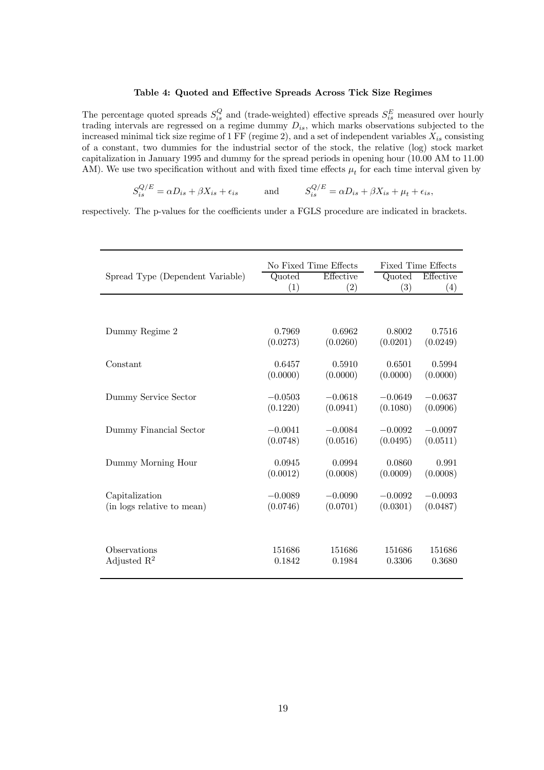**Table 4: Quoted and Effective Spreads Across Tick Size Regimes**

The percentage quoted spreads $S_{is}^{Q}$ and (trade-weighted) effective spreads $S_{is}^{E}$ measured over hourly trading intervals are regressed on a regime dummy $D_{is}$, which marks observations subjected to the increased minimal tick size regime of 1 FF (regime 2), and a set of independent variables $X_{is}$ consisting of a constant, two dummies for the industrial sector of the stock, the relative (log) stock market capitalization in January 1995 and dummy for the spread periods in opening hour (10.00 AM to 11.00 AM). We use two specification without and with fixed time effects $\mu_t$ for each time interval given by

$$S_{is}^{Q/E} = \alpha D_{is} + \beta X_{is} + \epsilon_{is} \qquad \text{and} \qquad S_{is}^{Q/E} = \alpha D_{is} + \beta X_{is} + \mu_t + \epsilon_{is},$$

respectively. The p-values for the coefficients under a FGLS procedure are indicated in brackets.

| | No Fixed Time Effects | | Fixed Time Effects | |
|---|---|---|---|---|
| Spread Type (Dependent Variable) | Quoted (1) | Effective (2) | Quoted (3) | Effective (4) |
| Dummy Regime 2 | 0.7969 | 0.6962 | 0.8002 | 0.7516 |
| | (0.0273) | (0.0260) | (0.0201) | (0.0249) |
| Constant | 0.6457 | 0.5910 | 0.6501 | 0.5994 |
| | (0.0000) | (0.0000) | (0.0000) | (0.0000) |
| Dummy Service Sector | −0.0503 | −0.0618 | −0.0649 | −0.0637 |
| | (0.1220) | (0.0941) | (0.1080) | (0.0906) |
| Dummy Financial Sector | −0.0041 | −0.0084 | −0.0092 | −0.0097 |
| | (0.0748) | (0.0516) | (0.0495) | (0.0511) |
| Dummy Morning Hour | 0.0945 | 0.0994 | 0.0860 | 0.991 |
| | (0.0012) | (0.0008) | (0.0009) | (0.0008) |
| Capitalization (in logs relative to mean) | −0.0089 | −0.0090 | −0.0092 | −0.0093 |
| | (0.0746) | (0.0701) | (0.0301) | (0.0487) |
| Observations | 151686 | 151686 | 151686 | 151686 |
| Adjusted $R^2$ | 0.1842 | 0.1984 | 0.3306 | 0.3680 |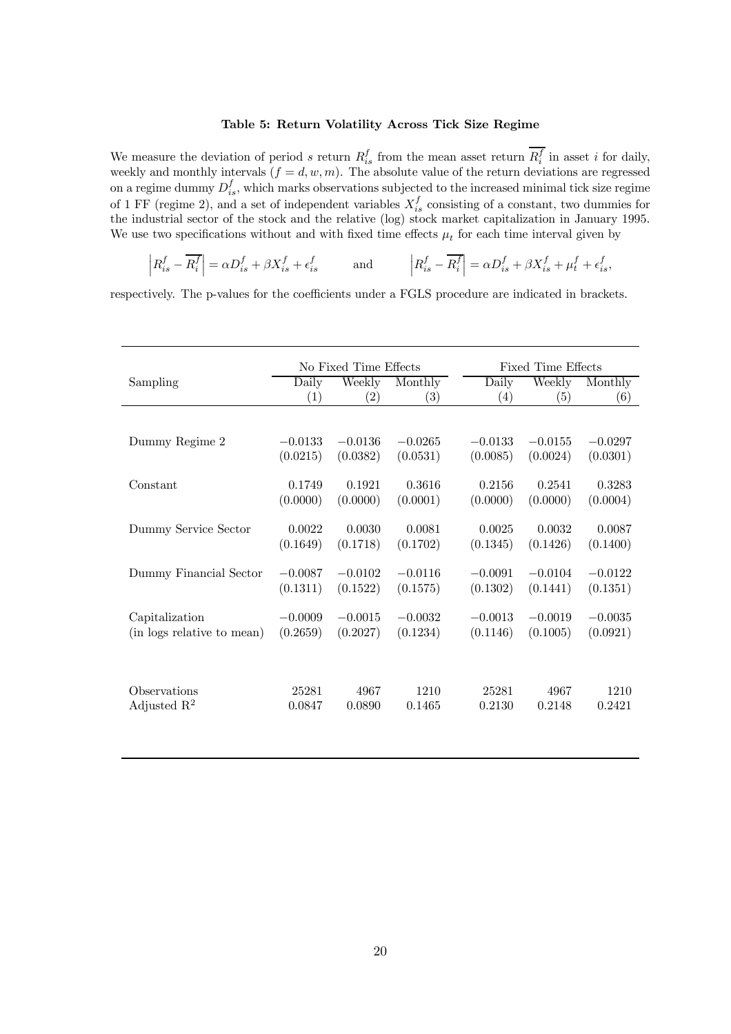**Table 5: Return Volatility Across Tick Size Regime**

We measure the deviation of period $s$ return $R_{is}^f$ from the mean asset return $\overline{R_i^f}$ in asset $i$ for daily, weekly and monthly intervals ($f = d, w, m$). The absolute value of the return deviations are regressed on a regime dummy $D_{is}^f$, which marks observations subjected to the increased minimal tick size regime of 1 FF (regime 2), and a set of independent variables $X_{is}^f$ consisting of a constant, two dummies for the industrial sector of the stock and the relative (log) stock market capitalization in January 1995. We use two specifications without and with fixed time effects $\mu_t$ for each time interval given by

$$\left|R_{is}^f - \overline{R_i^f}\right| = \alpha D_{is}^f + \beta X_{is}^f + \epsilon_{is}^f \qquad \text{and} \qquad \left|R_{is}^f - \overline{R_i^f}\right| = \alpha D_{is}^f + \beta X_{is}^f + \mu_t^f + \epsilon_{is}^f,$$

respectively. The p-values for the coefficients under a FGLS procedure are indicated in brackets.

| | No Fixed Time Effects | | | Fixed Time Effects | | |
|---|---|---|---|---|---|---|
| Sampling | Daily | Weekly | Monthly | Daily | Weekly | Monthly |
| | (1) | (2) | (3) | (4) | (5) | (6) |
| Dummy Regime 2 | −0.0133 | −0.0136 | −0.0265 | −0.0133 | −0.0155 | −0.0297 |
| | (0.0215) | (0.0382) | (0.0531) | (0.0085) | (0.0024) | (0.0301) |
| Constant | 0.1749 | 0.1921 | 0.3616 | 0.2156 | 0.2541 | 0.3283 |
| | (0.0000) | (0.0000) | (0.0001) | (0.0000) | (0.0000) | (0.0004) |
| Dummy Service Sector | 0.0022 | 0.0030 | 0.0081 | 0.0025 | 0.0032 | 0.0087 |
| | (0.1649) | (0.1718) | (0.1702) | (0.1345) | (0.1426) | (0.1400) |
| Dummy Financial Sector | −0.0087 | −0.0102 | −0.0116 | −0.0091 | −0.0104 | −0.0122 |
| | (0.1311) | (0.1522) | (0.1575) | (0.1302) | (0.1441) | (0.1351) |
| Capitalization | −0.0009 | −0.0015 | −0.0032 | −0.0013 | −0.0019 | −0.0035 |
| (in logs relative to mean) | (0.2659) | (0.2027) | (0.1234) | (0.1146) | (0.1005) | (0.0921) |
| Observations | 25281 | 4967 | 1210 | 25281 | 4967 | 1210 |
| Adjusted $R^2$ | 0.0847 | 0.0890 | 0.1465 | 0.2130 | 0.2148 | 0.2421 |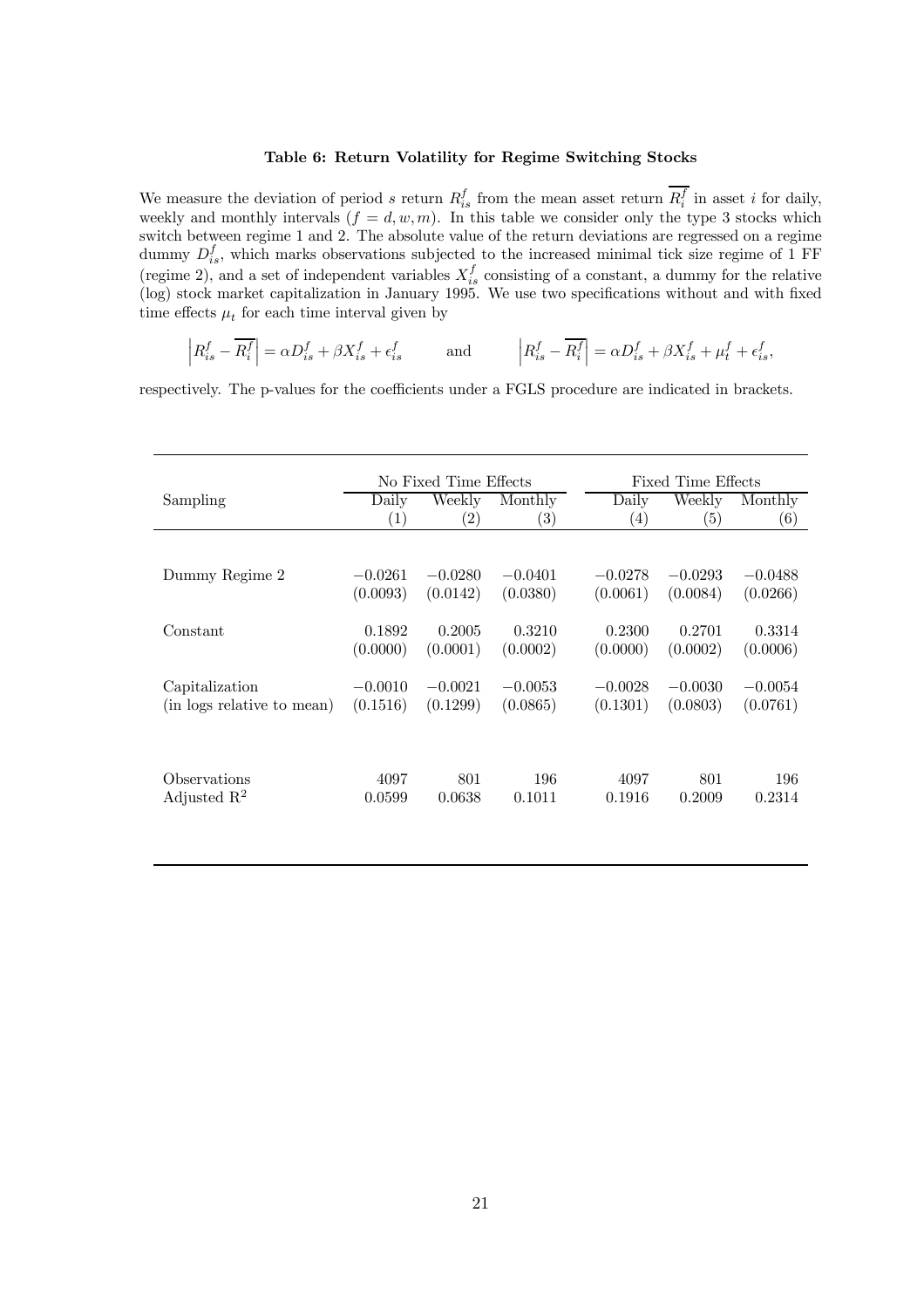**Table 6: Return Volatility for Regime Switching Stocks**

We measure the deviation of period $s$ return $R^f_{is}$ from the mean asset return $\overline{R^f_i}$ in asset $i$ for daily, weekly and monthly intervals ($f = d, w, m$). In this table we consider only the type 3 stocks which switch between regime 1 and 2. The absolute value of the return deviations are regressed on a regime dummy $D^f_{is}$, which marks observations subjected to the increased minimal tick size regime of 1 FF (regime 2), and a set of independent variables $X^f_{is}$ consisting of a constant, a dummy for the relative (log) stock market capitalization in January 1995. We use two specifications without and with fixed time effects $\mu_t$ for each time interval given by

$$\left| R^f_{is} - \overline{R^f_i} \right| = \alpha D^f_{is} + \beta X^f_{is} + \epsilon^f_{is} \qquad \text{and} \qquad \left| R^f_{is} - \overline{R^f_i} \right| = \alpha D^f_{is} + \beta X^f_{is} + \mu^f_t + \epsilon^f_{is},$$

respectively. The p-values for the coefficients under a FGLS procedure are indicated in brackets.

| | No Fixed Time Effects | | | Fixed Time Effects | | |
|---|---|---|---|---|---|---|
| Sampling | Daily (1) | Weekly (2) | Monthly (3) | Daily (4) | Weekly (5) | Monthly (6) |
| Dummy Regime 2 | −0.0261 | −0.0280 | −0.0401 | −0.0278 | −0.0293 | −0.0488 |
| | (0.0093) | (0.0142) | (0.0380) | (0.0061) | (0.0084) | (0.0266) |
| Constant | 0.1892 | 0.2005 | 0.3210 | 0.2300 | 0.2701 | 0.3314 |
| | (0.0000) | (0.0001) | (0.0002) | (0.0000) | (0.0002) | (0.0006) |
| Capitalization | −0.0010 | −0.0021 | −0.0053 | −0.0028 | −0.0030 | −0.0054 |
| (in logs relative to mean) | (0.1516) | (0.1299) | (0.0865) | (0.1301) | (0.0803) | (0.0761) |
| Observations | 4097 | 801 | 196 | 4097 | 801 | 196 |
| Adjusted $R^2$ | 0.0599 | 0.0638 | 0.1011 | 0.1916 | 0.2009 | 0.2314 |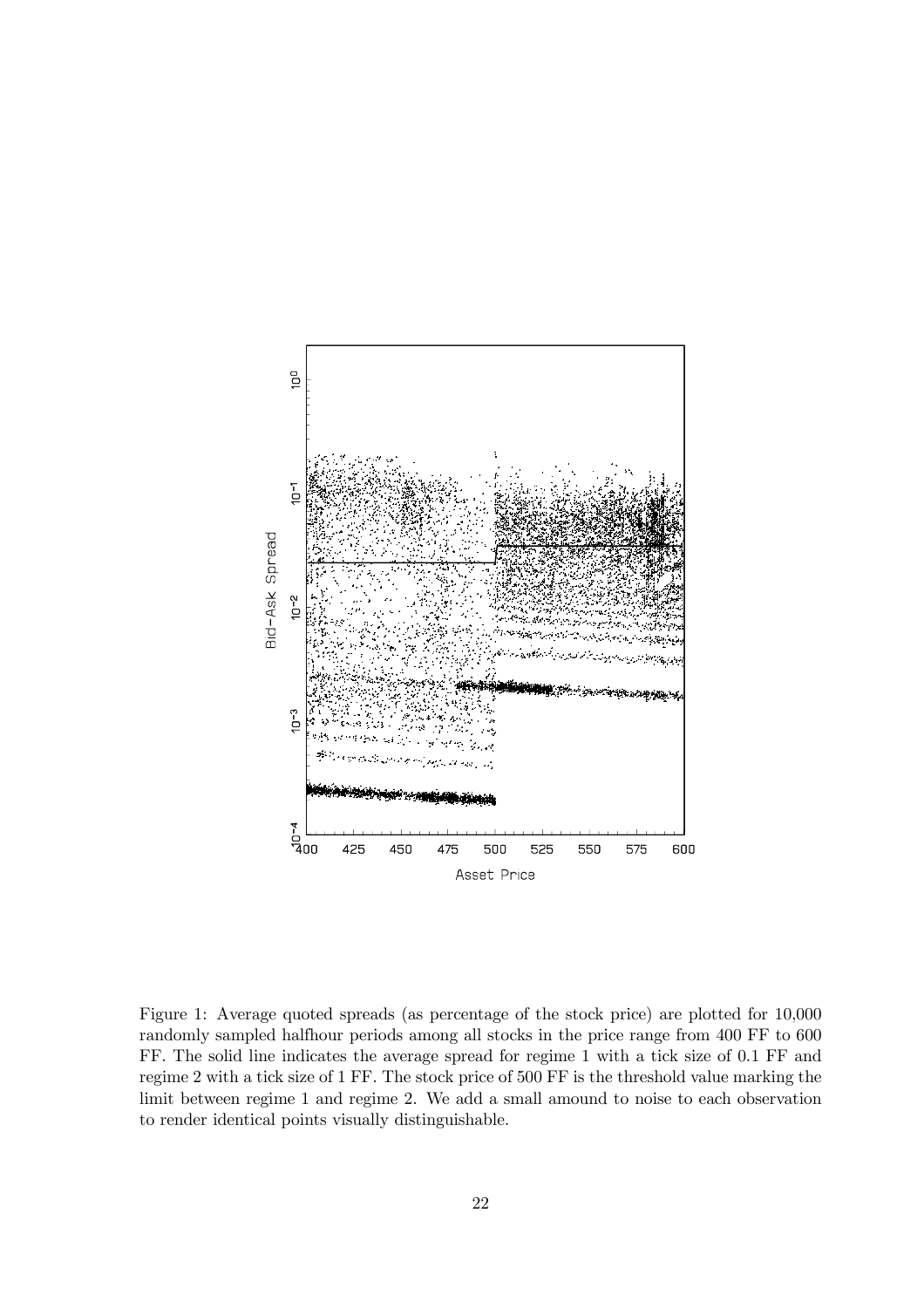Bid-Ask Spread

$10^{0}$

$10^{-1}$

$10^{-2}$

$10^{-3}$

$10^{-4}$

400 425 450 475 500 525 550 575 600

Asset Price

Figure 1: Average quoted spreads (as percentage of the stock price) are plotted for 10,000 randomly sampled halfhour periods among all stocks in the price range from 400 FF to 600 FF. The solid line indicates the average spread for regime 1 with a tick size of 0.1 FF and regime 2 with a tick size of 1 FF. The stock price of 500 FF is the threshold value marking the limit between regime 1 and regime 2. We add a small amound to noise to each observation to render identical points visually distinguishable.